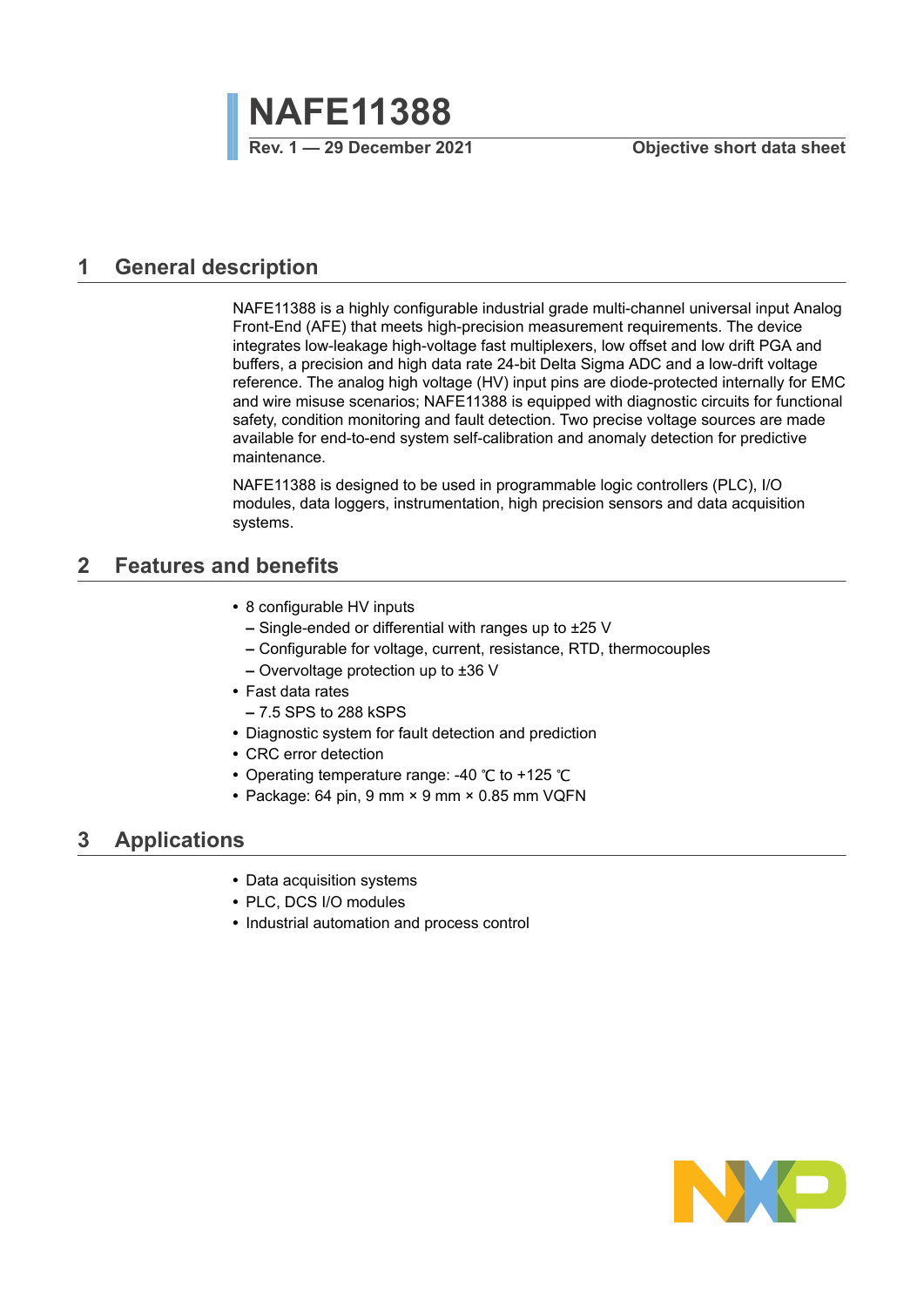# NAFE11388

Rev. 1 — 29 December 2021 Objective short data sheet

## 1 General description

NAFE11388 is a highly configurable industrial grade multi-channel universal input Analog Front-End (AFE) that meets high-precision measurement requirements. The device integrates low-leakage high-voltage fast multiplexers, low offset and low drift PGA and buffers, a precision and high data rate 24-bit Delta Sigma ADC and a low-drift voltage reference. The analog high voltage (HV) input pins are diode-protected internally for EMC and wire misuse scenarios; NAFE11388 is equipped with diagnostic circuits for functional safety, condition monitoring and fault detection. Two precise voltage sources are made available for end-to-end system self-calibration and anomaly detection for predictive maintenance.

NAFE11388 is designed to be used in programmable logic controllers (PLC), I/O modules, data loggers, instrumentation, high precision sensors and data acquisition systems.

## 2 Features and benefits

- 8 configurable HV inputs
  - Single-ended or differential with ranges up to ±25 V
  - Configurable for voltage, current, resistance, RTD, thermocouples
  - Overvoltage protection up to ±36 V
- Fast data rates
  - 7.5 SPS to 288 kSPS
- Diagnostic system for fault detection and prediction
- CRC error detection
- Operating temperature range: -40 ℃ to +125 ℃
- Package: 64 pin, 9 mm × 9 mm × 0.85 mm VQFN

## 3 Applications

- Data acquisition systems
- PLC, DCS I/O modules
- Industrial automation and process control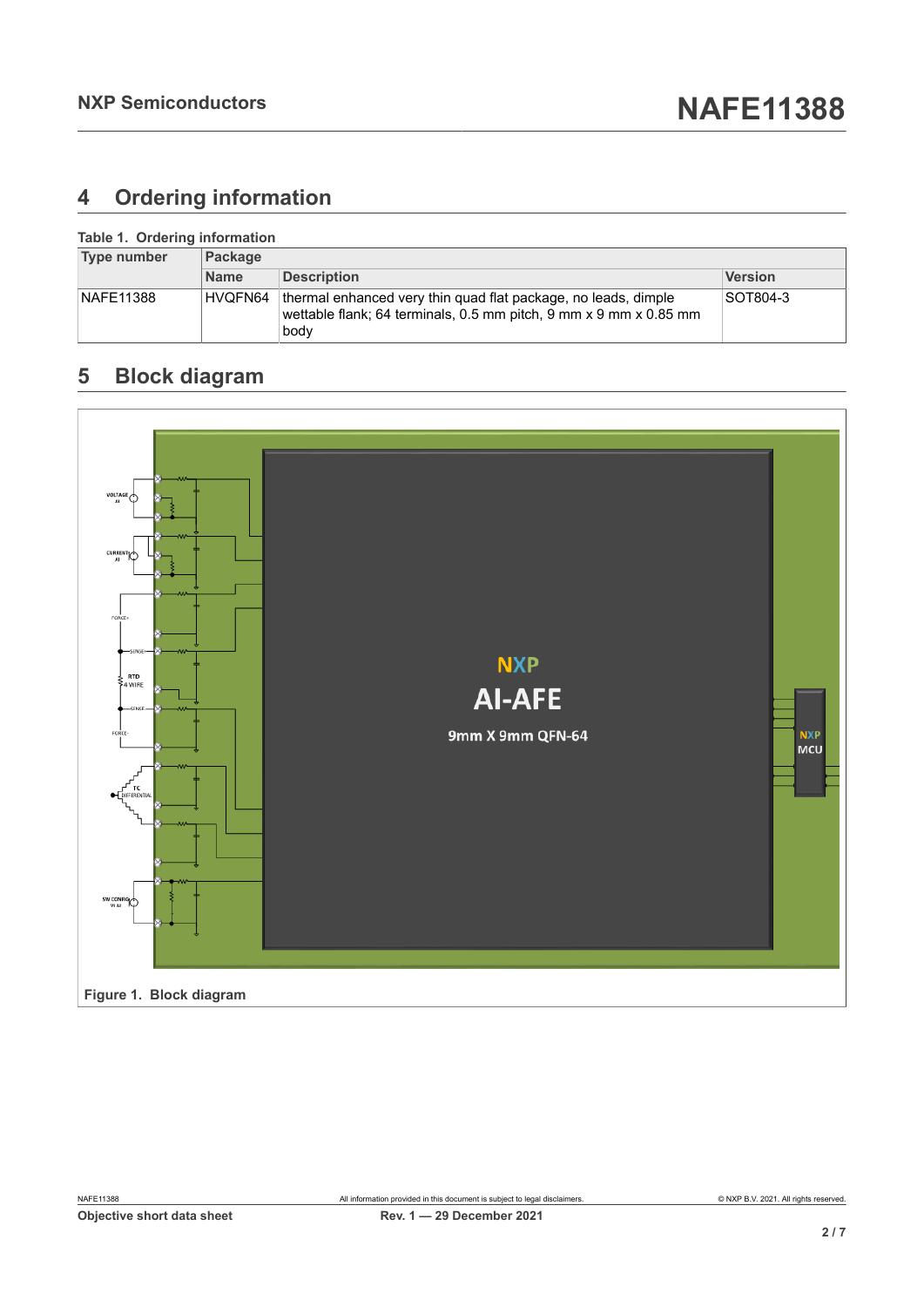## 4 Ordering information

**Table 1. Ordering information**

| Type number | Package | | |
|---|---|---|---|
| | Name | Description | Version |
| NAFE11388 | HVQFN64 | thermal enhanced very thin quad flat package, no leads, dimple wettable flank; 64 terminals, 0.5 mm pitch, 9 mm x 9 mm x 0.85 mm body | SOT804-3 |

## 5 Block diagram

**Figure 1. Block diagram**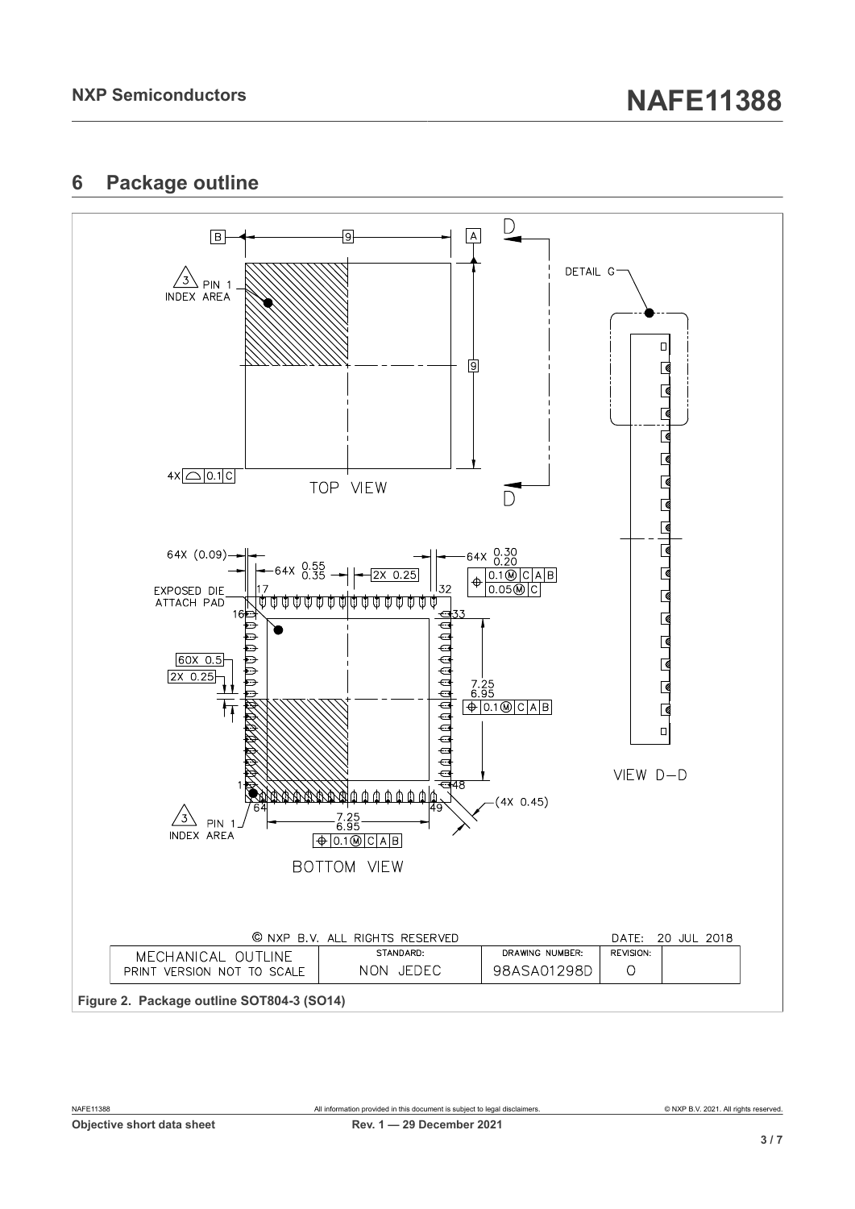## 6 Package outline

Figure 2. Package outline SOT804-3 (SO14)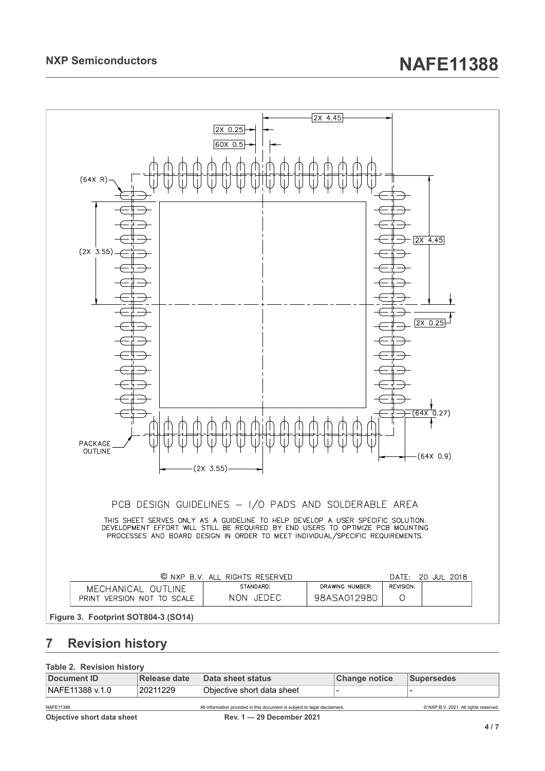PCB DESIGN GUIDELINES – I/O PADS AND SOLDERABLE AREA

THIS SHEET SERVES ONLY AS A GUIDELINE TO HELP DEVELOP A USER SPECIFIC SOLUTION. DEVELOPMENT EFFORT WILL STILL BE REQUIRED BY END USERS TO OPTIMIZE PCB MOUNTING PROCESSES AND BOARD DESIGN IN ORDER TO MEET INDIVIDUAL/SPECIFIC REQUIREMENTS.

| © NXP B.V. ALL RIGHTS RESERVED | | | DATE: 20 JUL 2018 |
|---|---|---|---|
| MECHANICAL OUTLINE PRINT VERSION NOT TO SCALE | STANDARD: NON JEDEC | DRAWING NUMBER: 98ASA01298D | REVISION: O |

**Figure 3. Footprint SOT804-3 (SO14)**

## 7 Revision history

**Table 2. Revision history**

| Document ID | Release date | Data sheet status | Change notice | Supersedes |
|---|---|---|---|---|
| NAFE11388 v.1.0 | 20211229 | Objective short data sheet | - | - |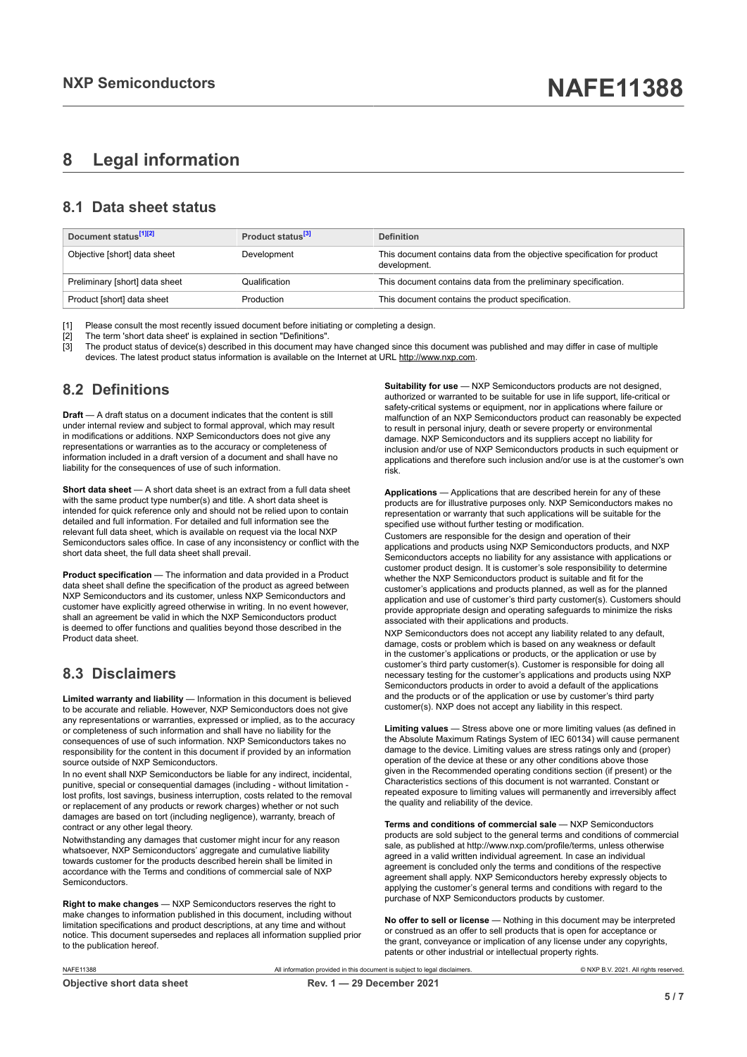# 8 Legal information

## 8.1 Data sheet status

| Document status[1][2] | Product status[3] | Definition |
|---|---|---|
| Objective [short] data sheet | Development | This document contains data from the objective specification for product development. |
| Preliminary [short] data sheet | Qualification | This document contains data from the preliminary specification. |
| Product [short] data sheet | Production | This document contains the product specification. |

[1] Please consult the most recently issued document before initiating or completing a design.
[2] The term 'short data sheet' is explained in section "Definitions".
[3] The product status of device(s) described in this document may have changed since this document was published and may differ in case of multiple devices. The latest product status information is available on the Internet at URL http://www.nxp.com.

## 8.2 Definitions

**Draft** — A draft status on a document indicates that the content is still under internal review and subject to formal approval, which may result in modifications or additions. NXP Semiconductors does not give any representations or warranties as to the accuracy or completeness of information included in a draft version of a document and shall have no liability for the consequences of use of such information.

**Short data sheet** — A short data sheet is an extract from a full data sheet with the same product type number(s) and title. A short data sheet is intended for quick reference only and should not be relied upon to contain detailed and full information. For detailed and full information see the relevant full data sheet, which is available on request via the local NXP Semiconductors sales office. In case of any inconsistency or conflict with the short data sheet, the full data sheet shall prevail.

**Product specification** — The information and data provided in a Product data sheet shall define the specification of the product as agreed between NXP Semiconductors and its customer, unless NXP Semiconductors and customer have explicitly agreed otherwise in writing. In no event however, shall an agreement be valid in which the NXP Semiconductors product is deemed to offer functions and qualities beyond those described in the Product data sheet.

## 8.3 Disclaimers

**Limited warranty and liability** — Information in this document is believed to be accurate and reliable. However, NXP Semiconductors does not give any representations or warranties, expressed or implied, as to the accuracy or completeness of such information and shall have no liability for the consequences of use of such information. NXP Semiconductors takes no responsibility for the content in this document if provided by an information source outside of NXP Semiconductors.

In no event shall NXP Semiconductors be liable for any indirect, incidental, punitive, special or consequential damages (including - without limitation - lost profits, lost savings, business interruption, costs related to the removal or replacement of any products or rework charges) whether or not such damages are based on tort (including negligence), warranty, breach of contract or any other legal theory.

Notwithstanding any damages that customer might incur for any reason whatsoever, NXP Semiconductors' aggregate and cumulative liability towards customer for the products described herein shall be limited in accordance with the Terms and conditions of commercial sale of NXP Semiconductors.

**Right to make changes** — NXP Semiconductors reserves the right to make changes to information published in this document, including without limitation specifications and product descriptions, at any time and without notice. This document supersedes and replaces all information supplied prior to the publication hereof.

**Suitability for use** — NXP Semiconductors products are not designed, authorized or warranted to be suitable for use in life support, life-critical or safety-critical systems or equipment, nor in applications where failure or malfunction of an NXP Semiconductors product can reasonably be expected to result in personal injury, death or severe property or environmental damage. NXP Semiconductors and its suppliers accept no liability for inclusion and/or use of NXP Semiconductors products in such equipment or applications and therefore such inclusion and/or use is at the customer's own risk.

**Applications** — Applications that are described herein for any of these products are for illustrative purposes only. NXP Semiconductors makes no representation or warranty that such applications will be suitable for the specified use without further testing or modification.

Customers are responsible for the design and operation of their applications and products using NXP Semiconductors products, and NXP Semiconductors accepts no liability for any assistance with applications or customer product design. It is customer's sole responsibility to determine whether the NXP Semiconductors product is suitable and fit for the customer's applications and products planned, as well as for the planned application and use of customer's third party customer(s). Customers should provide appropriate design and operating safeguards to minimize the risks associated with their applications and products.

NXP Semiconductors does not accept any liability related to any default, damage, costs or problem which is based on any weakness or default in the customer's applications or products, or the application or use by customer's third party customer(s). Customer is responsible for doing all necessary testing for the customer's applications and products using NXP Semiconductors products in order to avoid a default of the applications and the products or of the application or use by customer's third party customer(s). NXP does not accept any liability in this respect.

**Limiting values** — Stress above one or more limiting values (as defined in the Absolute Maximum Ratings System of IEC 60134) will cause permanent damage to the device. Limiting values are stress ratings only and (proper) operation of the device at these or any other conditions above those given in the Recommended operating conditions section (if present) or the Characteristics sections of this document is not warranted. Constant or repeated exposure to limiting values will permanently and irreversibly affect the quality and reliability of the device.

**Terms and conditions of commercial sale** — NXP Semiconductors products are sold subject to the general terms and conditions of commercial sale, as published at http://www.nxp.com/profile/terms, unless otherwise agreed in a valid written individual agreement. In case an individual agreement is concluded only the terms and conditions of the respective agreement shall apply. NXP Semiconductors hereby expressly objects to applying the customer's general terms and conditions with regard to the purchase of NXP Semiconductors products by customer.

**No offer to sell or license** — Nothing in this document may be interpreted or construed as an offer to sell products that is open for acceptance or the grant, conveyance or implication of any license under any copyrights, patents or other industrial or intellectual property rights.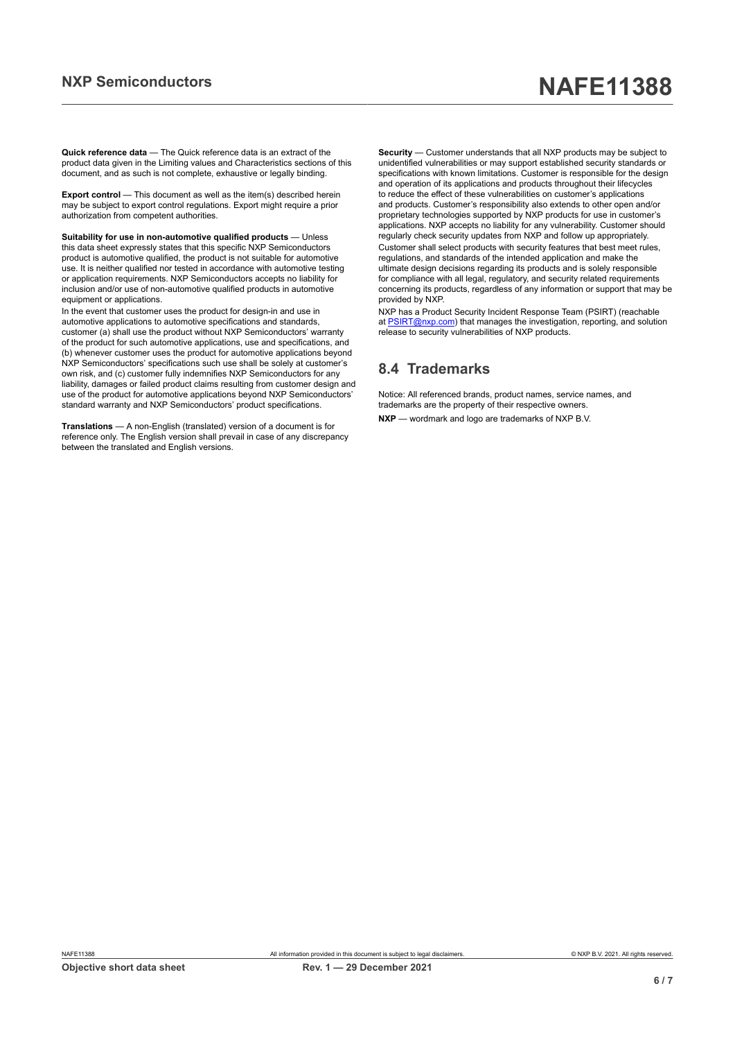**Quick reference data** — The Quick reference data is an extract of the product data given in the Limiting values and Characteristics sections of this document, and as such is not complete, exhaustive or legally binding.

**Export control** — This document as well as the item(s) described herein may be subject to export control regulations. Export might require a prior authorization from competent authorities.

**Suitability for use in non-automotive qualified products** — Unless this data sheet expressly states that this specific NXP Semiconductors product is automotive qualified, the product is not suitable for automotive use. It is neither qualified nor tested in accordance with automotive testing or application requirements. NXP Semiconductors accepts no liability for inclusion and/or use of non-automotive qualified products in automotive equipment or applications.

In the event that customer uses the product for design-in and use in automotive applications to automotive specifications and standards, customer (a) shall use the product without NXP Semiconductors' warranty of the product for such automotive applications, use and specifications, and (b) whenever customer uses the product for automotive applications beyond NXP Semiconductors' specifications such use shall be solely at customer's own risk, and (c) customer fully indemnifies NXP Semiconductors for any liability, damages or failed product claims resulting from customer design and use of the product for automotive applications beyond NXP Semiconductors' standard warranty and NXP Semiconductors' product specifications.

**Translations** — A non-English (translated) version of a document is for reference only. The English version shall prevail in case of any discrepancy between the translated and English versions.

**Security** — Customer understands that all NXP products may be subject to unidentified vulnerabilities or may support established security standards or specifications with known limitations. Customer is responsible for the design and operation of its applications and products throughout their lifecycles to reduce the effect of these vulnerabilities on customer's applications and products. Customer's responsibility also extends to other open and/or proprietary technologies supported by NXP products for use in customer's applications. NXP accepts no liability for any vulnerability. Customer should regularly check security updates from NXP and follow up appropriately.

Customer shall select products with security features that best meet rules, regulations, and standards of the intended application and make the ultimate design decisions regarding its products and is solely responsible for compliance with all legal, regulatory, and security related requirements concerning its products, regardless of any information or support that may be provided by NXP.

NXP has a Product Security Incident Response Team (PSIRT) (reachable at PSIRT@nxp.com) that manages the investigation, reporting, and solution release to security vulnerabilities of NXP products.

## 8.4 Trademarks

Notice: All referenced brands, product names, service names, and trademarks are the property of their respective owners.

**NXP** — wordmark and logo are trademarks of NXP B.V.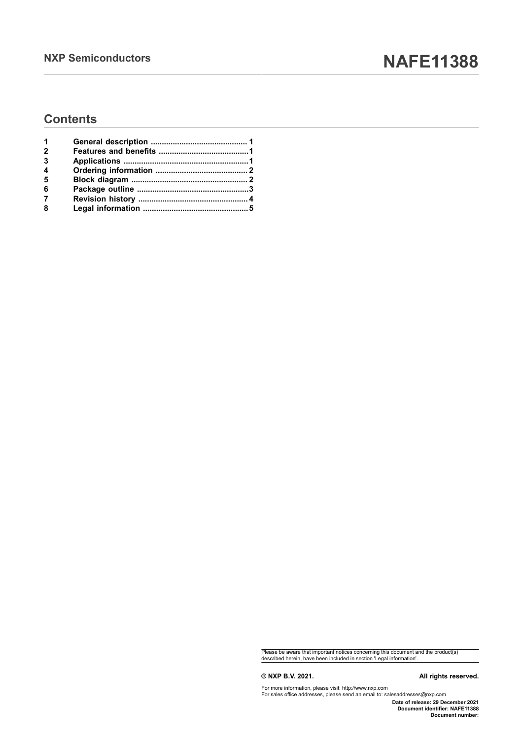## Contents

| | | |
|---|---|---|
| 1 | General description | 1 |
| 2 | Features and benefits | 1 |
| 3 | Applications | 1 |
| 4 | Ordering information | 2 |
| 5 | Block diagram | 2 |
| 6 | Package outline | 3 |
| 7 | Revision history | 4 |
| 8 | Legal information | 5 |

Please be aware that important notices concerning this document and the product(s) described herein, have been included in section 'Legal information'.

**© NXP B.V. 2021.** **All rights reserved.**

For more information, please visit: http://www.nxp.com
For sales office addresses, please send an email to: salesaddresses@nxp.com

**Date of release: 29 December 2021**
**Document identifier: NAFE11388**
**Document number:**